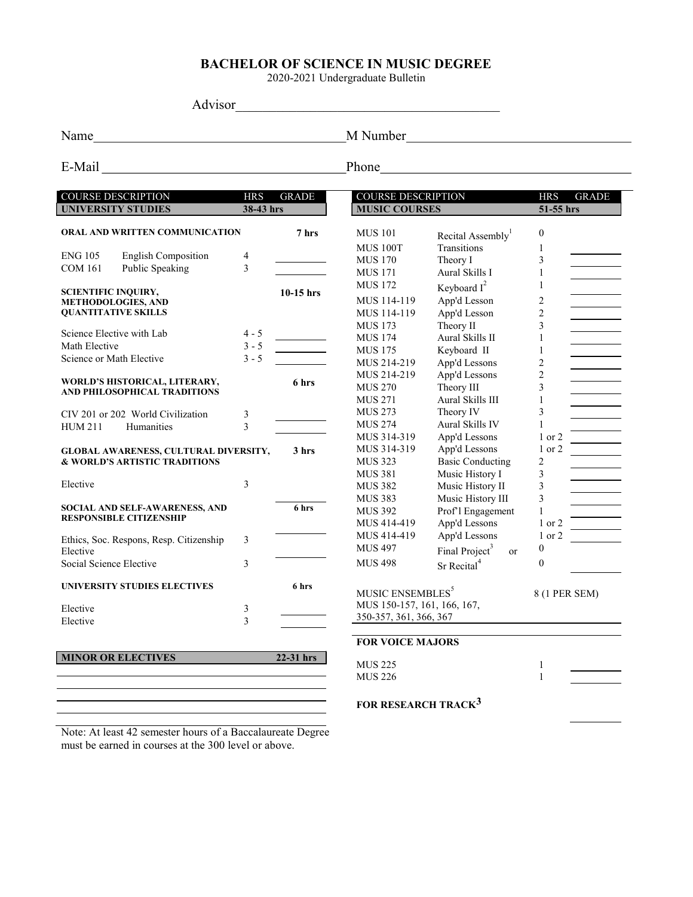# BACHELOR OF SCIENCE IN MUSIC DEGREE

2020-2021 Undergraduate Bulletin

Advisor______________________________________

Name____________________________________ M Number________________________________

E-Mail __________________________________ Phone____________________________________

| COURSE DESCRIPTION | | HRS | GRADE |
|---|---|---|---|
| **UNIVERSITY STUDIES** | | **38-43 hrs** | |
| **ORAL AND WRITTEN COMMUNICATION** | | | **7 hrs** |
| ENG 105 | English Composition | 4 | |
| COM 161 | Public Speaking | 3 | |
| **SCIENTIFIC INQUIRY, METHODOLOGIES, AND QUANTITATIVE SKILLS** | | | **10-15 hrs** |
| Science Elective with Lab | | 4 - 5 | |
| Math Elective | | 3 - 5 | |
| Science or Math Elective | | 3 - 5 | |
| **WORLD'S HISTORICAL, LITERARY, AND PHILOSOPHICAL TRADITIONS** | | | **6 hrs** |
| CIV 201 or 202 | World Civilization | 3 | |
| HUM 211 | Humanities | 3 | |
| **GLOBAL AWARENESS, CULTURAL DIVERSITY, & WORLD'S ARTISTIC TRADITIONS** | | | **3 hrs** |
| Elective | | 3 | |
| **SOCIAL AND SELF-AWARENESS, AND RESPONSIBLE CITIZENSHIP** | | | **6 hrs** |
| Ethics, Soc. Respons, Resp. Citizenship Elective | | 3 | |
| Social Science Elective | | 3 | |
| **UNIVERSITY STUDIES ELECTIVES** | | | **6 hrs** |
| Elective | | 3 | |
| Elective | | 3 | |
| **MINOR OR ELECTIVES** | | **22-31 hrs** | |

Note: At least 42 semester hours of a Baccalaureate Degree must be earned in courses at the 300 level or above.

| COURSE DESCRIPTION | | HRS | GRADE |
|---|---|---|---|
| **MUSIC COURSES** | | **51-55 hrs** | |
| MUS 101 | Recital Assembly[1] | 0 | |
| MUS 100T | Transitions | 1 | |
| MUS 170 | Theory I | 3 | |
| MUS 171 | Aural Skills I | 1 | |
| MUS 172 | Keyboard I[2] | 1 | |
| MUS 114-119 | App'd Lesson | 2 | |
| MUS 114-119 | App'd Lesson | 2 | |
| MUS 173 | Theory II | 3 | |
| MUS 174 | Aural Skills II | 1 | |
| MUS 175 | Keyboard II | 1 | |
| MUS 214-219 | App'd Lessons | 2 | |
| MUS 214-219 | App'd Lessons | 2 | |
| MUS 270 | Theory III | 3 | |
| MUS 271 | Aural Skills III | 1 | |
| MUS 273 | Theory IV | 3 | |
| MUS 274 | Aural Skills IV | 1 | |
| MUS 314-319 | App'd Lessons | 1 or 2 | |
| MUS 314-319 | App'd Lessons | 1 or 2 | |
| MUS 323 | Basic Conducting | 2 | |
| MUS 381 | Music History I | 3 | |
| MUS 382 | Music History II | 3 | |
| MUS 383 | Music History III | 3 | |
| MUS 392 | Prof'l Engagement | 1 | |
| MUS 414-419 | App'd Lessons | 1 or 2 | |
| MUS 414-419 | App'd Lessons | 1 or 2 | |
| MUS 497 | Final Project[3] or | 0 | |
| MUS 498 | Sr Recital[4] | 0 | |
| MUSIC ENSEMBLES[5] MUS 150-157, 161, 166, 167, 350-357, 361, 366, 367 | | 8 (1 PER SEM) | |
| **FOR VOICE MAJORS** | | | |
| MUS 225 | | 1 | |
| MUS 226 | | 1 | |
| **FOR RESEARCH TRACK[3]** | | | |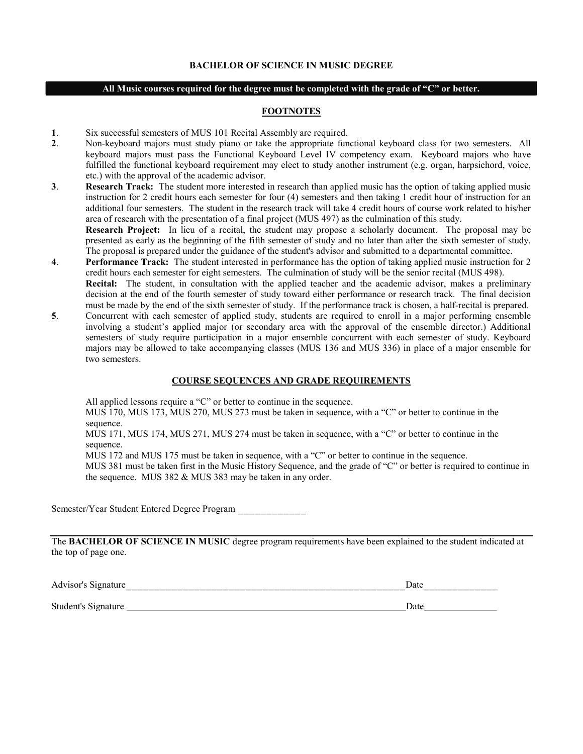# BACHELOR OF SCIENCE IN MUSIC DEGREE

**All Music courses required for the degree must be completed with the grade of "C" or better.**

## FOOTNOTES

**1**. Six successful semesters of MUS 101 Recital Assembly are required.

**2**. Non-keyboard majors must study piano or take the appropriate functional keyboard class for two semesters. All keyboard majors must pass the Functional Keyboard Level IV competency exam. Keyboard majors who have fulfilled the functional keyboard requirement may elect to study another instrument (e.g. organ, harpsichord, voice, etc.) with the approval of the academic advisor.

**3**. **Research Track:** The student more interested in research than applied music has the option of taking applied music instruction for 2 credit hours each semester for four (4) semesters and then taking 1 credit hour of instruction for an additional four semesters. The student in the research track will take 4 credit hours of course work related to his/her area of research with the presentation of a final project (MUS 497) as the culmination of this study.
**Research Project:** In lieu of a recital, the student may propose a scholarly document. The proposal may be presented as early as the beginning of the fifth semester of study and no later than after the sixth semester of study. The proposal is prepared under the guidance of the student's advisor and submitted to a departmental committee.

**4**. **Performance Track:** The student interested in performance has the option of taking applied music instruction for 2 credit hours each semester for eight semesters. The culmination of study will be the senior recital (MUS 498).
**Recital:** The student, in consultation with the applied teacher and the academic advisor, makes a preliminary decision at the end of the fourth semester of study toward either performance or research track. The final decision must be made by the end of the sixth semester of study. If the performance track is chosen, a half-recital is prepared.

**5**. Concurrent with each semester of applied study, students are required to enroll in a major performing ensemble involving a student's applied major (or secondary area with the approval of the ensemble director.) Additional semesters of study require participation in a major ensemble concurrent with each semester of study. Keyboard majors may be allowed to take accompanying classes (MUS 136 and MUS 336) in place of a major ensemble for two semesters.

## COURSE SEQUENCES AND GRADE REQUIREMENTS

All applied lessons require a "C" or better to continue in the sequence.
MUS 170, MUS 173, MUS 270, MUS 273 must be taken in sequence, with a "C" or better to continue in the sequence.
MUS 171, MUS 174, MUS 271, MUS 274 must be taken in sequence, with a "C" or better to continue in the sequence.
MUS 172 and MUS 175 must be taken in sequence, with a "C" or better to continue in the sequence.
MUS 381 must be taken first in the Music History Sequence, and the grade of "C" or better is required to continue in the sequence. MUS 382 & MUS 383 may be taken in any order.

Semester/Year Student Entered Degree Program ______________

---

The **BACHELOR OF SCIENCE IN MUSIC** degree program requirements have been explained to the student indicated at the top of page one.

Advisor's Signature_____________________________________________________________Date_______________

Student's Signature _____________________________________________________________Date_______________